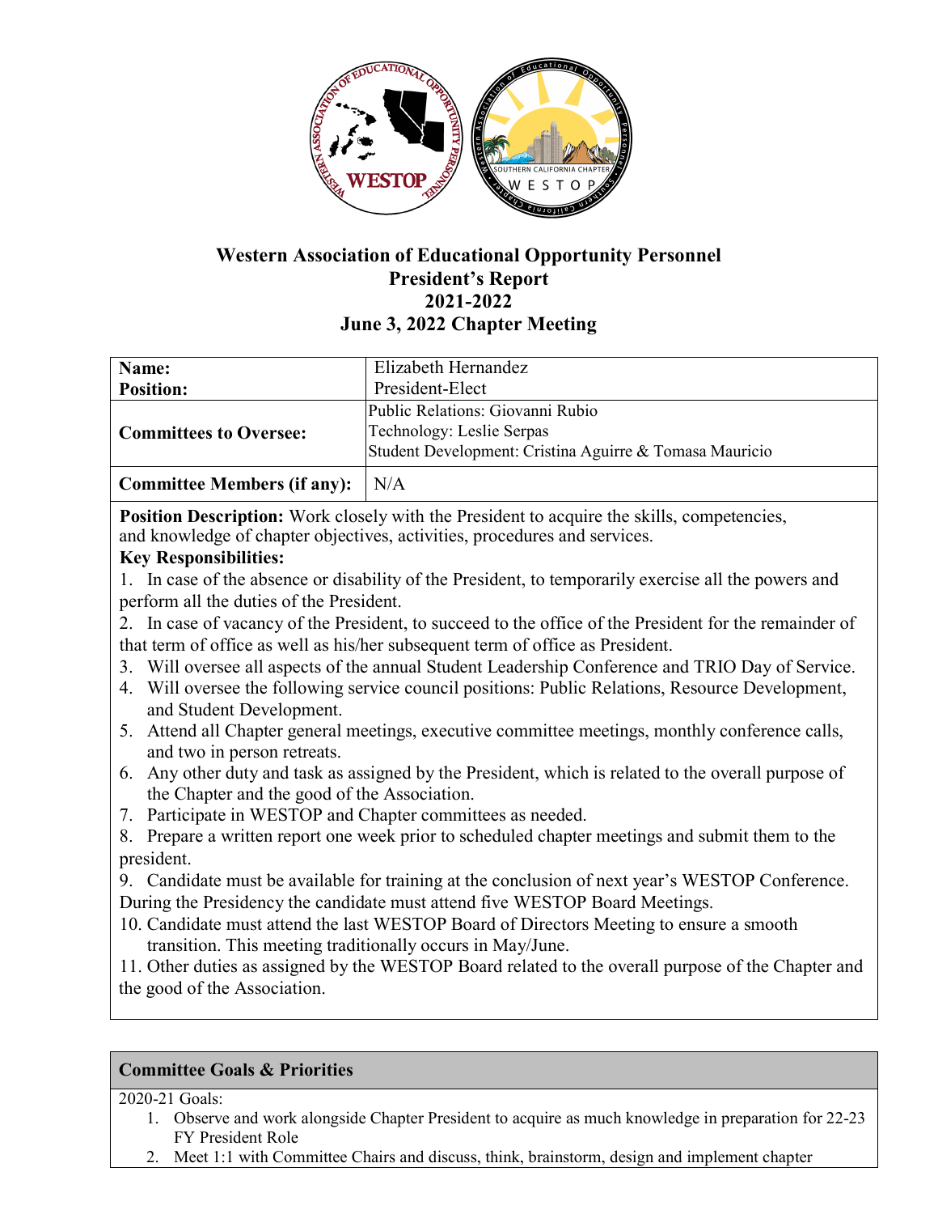# Western Association of Educational Opportunity Personnel
## President's Report
## 2021-2022
## June 3, 2022 Chapter Meeting

| | |
|---|---|
| **Name:** <br> **Position:** | Elizabeth Hernandez <br> President-Elect |
| **Committees to Oversee:** | Public Relations: Giovanni Rubio <br> Technology: Leslie Serpas <br> Student Development: Cristina Aguirre & Tomasa Mauricio |
| **Committee Members (if any):** | N/A |

**Position Description:** Work closely with the President to acquire the skills, competencies, and knowledge of chapter objectives, activities, procedures and services.

**Key Responsibilities:**

1. In case of the absence or disability of the President, to temporarily exercise all the powers and perform all the duties of the President.
2. In case of vacancy of the President, to succeed to the office of the President for the remainder of that term of office as well as his/her subsequent term of office as President.
3. Will oversee all aspects of the annual Student Leadership Conference and TRIO Day of Service.
4. Will oversee the following service council positions: Public Relations, Resource Development, and Student Development.
5. Attend all Chapter general meetings, executive committee meetings, monthly conference calls, and two in person retreats.
6. Any other duty and task as assigned by the President, which is related to the overall purpose of the Chapter and the good of the Association.
7. Participate in WESTOP and Chapter committees as needed.
8. Prepare a written report one week prior to scheduled chapter meetings and submit them to the president.
9. Candidate must be available for training at the conclusion of next year's WESTOP Conference. During the Presidency the candidate must attend five WESTOP Board Meetings.
10. Candidate must attend the last WESTOP Board of Directors Meeting to ensure a smooth transition. This meeting traditionally occurs in May/June.
11. Other duties as assigned by the WESTOP Board related to the overall purpose of the Chapter and the good of the Association.

### Committee Goals & Priorities

2020-21 Goals:

1. Observe and work alongside Chapter President to acquire as much knowledge in preparation for 22-23 FY President Role
2. Meet 1:1 with Committee Chairs and discuss, think, brainstorm, design and implement chapter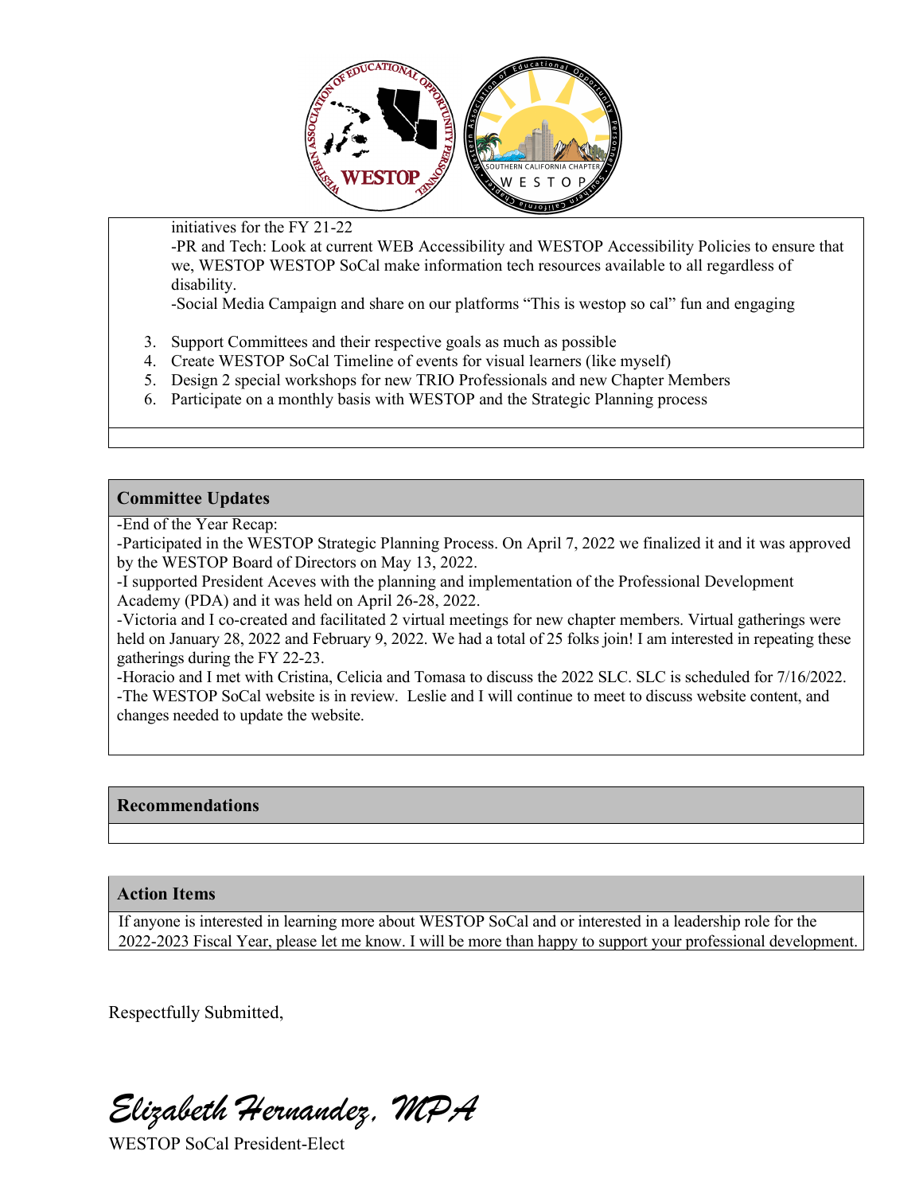initiatives for the FY 21-22

-PR and Tech: Look at current WEB Accessibility and WESTOP Accessibility Policies to ensure that we, WESTOP WESTOP SoCal make information tech resources available to all regardless of disability.

-Social Media Campaign and share on our platforms "This is westop so cal" fun and engaging

3. Support Committees and their respective goals as much as possible
4. Create WESTOP SoCal Timeline of events for visual learners (like myself)
5. Design 2 special workshops for new TRIO Professionals and new Chapter Members
6. Participate on a monthly basis with WESTOP and the Strategic Planning process

## Committee Updates

-End of the Year Recap:

-Participated in the WESTOP Strategic Planning Process. On April 7, 2022 we finalized it and it was approved by the WESTOP Board of Directors on May 13, 2022.

-I supported President Aceves with the planning and implementation of the Professional Development Academy (PDA) and it was held on April 26-28, 2022.

-Victoria and I co-created and facilitated 2 virtual meetings for new chapter members. Virtual gatherings were held on January 28, 2022 and February 9, 2022. We had a total of 25 folks join! I am interested in repeating these gatherings during the FY 22-23.

-Horacio and I met with Cristina, Celicia and Tomasa to discuss the 2022 SLC. SLC is scheduled for 7/16/2022.

-The WESTOP SoCal website is in review. Leslie and I will continue to meet to discuss website content, and changes needed to update the website.

## Recommendations

## Action Items

If anyone is interested in learning more about WESTOP SoCal and or interested in a leadership role for the 2022-2023 Fiscal Year, please let me know. I will be more than happy to support your professional development.

Respectfully Submitted,

*Elizabeth Hernandez, MPA*

WESTOP SoCal President-Elect